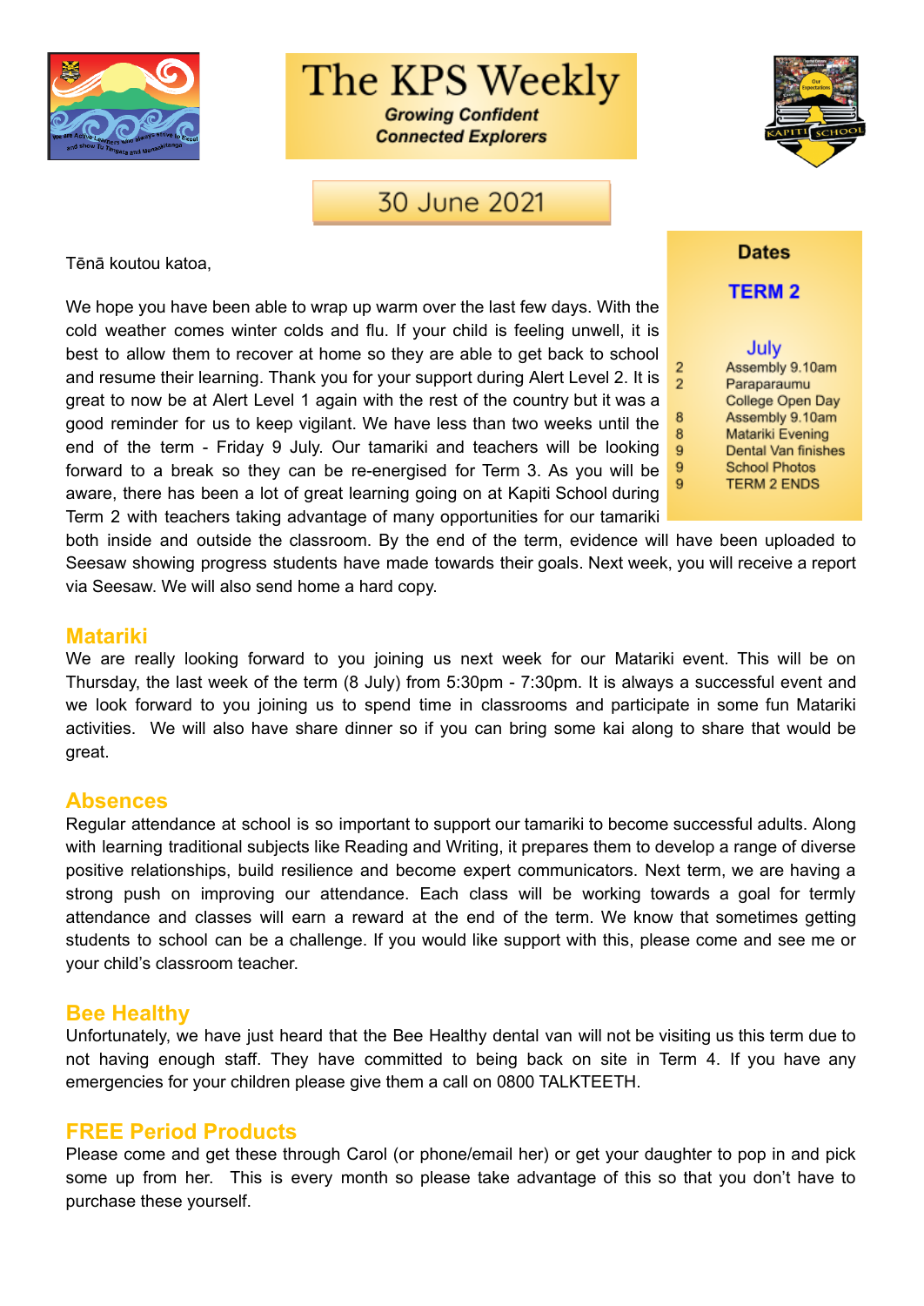# The KPS Weekly

***Growing Confident Connected Explorers***

## 30 June 2021

Tēnā koutou katoa,

We hope you have been able to wrap up warm over the last few days. With the cold weather comes winter colds and flu. If your child is feeling unwell, it is best to allow them to recover at home so they are able to get back to school and resume their learning. Thank you for your support during Alert Level 2. It is great to now be at Alert Level 1 again with the rest of the country but it was a good reminder for us to keep vigilant. We have less than two weeks until the end of the term - Friday 9 July. Our tamariki and teachers will be looking forward to a break so they can be re-energised for Term 3. As you will be aware, there has been a lot of great learning going on at Kapiti School during Term 2 with teachers taking advantage of many opportunities for our tamariki both inside and outside the classroom. By the end of the term, evidence will have been uploaded to Seesaw showing progress students have made towards their goals. Next week, you will receive a report via Seesaw. We will also send home a hard copy.

### Dates

**TERM 2**

**July**

| | |
|---|---|
| 2 | Assembly 9.10am |
| 2 | Paraparaumu College Open Day |
| 8 | Assembly 9.10am |
| 8 | Matariki Evening |
| 9 | Dental Van finishes |
| 9 | School Photos |
| 9 | TERM 2 ENDS |

## Matariki

We are really looking forward to you joining us next week for our Matariki event. This will be on Thursday, the last week of the term (8 July) from 5:30pm - 7:30pm. It is always a successful event and we look forward to you joining us to spend time in classrooms and participate in some fun Matariki activities. We will also have share dinner so if you can bring some kai along to share that would be great.

## Absences

Regular attendance at school is so important to support our tamariki to become successful adults. Along with learning traditional subjects like Reading and Writing, it prepares them to develop a range of diverse positive relationships, build resilience and become expert communicators. Next term, we are having a strong push on improving our attendance. Each class will be working towards a goal for termly attendance and classes will earn a reward at the end of the term. We know that sometimes getting students to school can be a challenge. If you would like support with this, please come and see me or your child's classroom teacher.

## Bee Healthy

Unfortunately, we have just heard that the Bee Healthy dental van will not be visiting us this term due to not having enough staff. They have committed to being back on site in Term 4. If you have any emergencies for your children please give them a call on 0800 TALKTEETH.

## FREE Period Products

Please come and get these through Carol (or phone/email her) or get your daughter to pop in and pick some up from her. This is every month so please take advantage of this so that you don't have to purchase these yourself.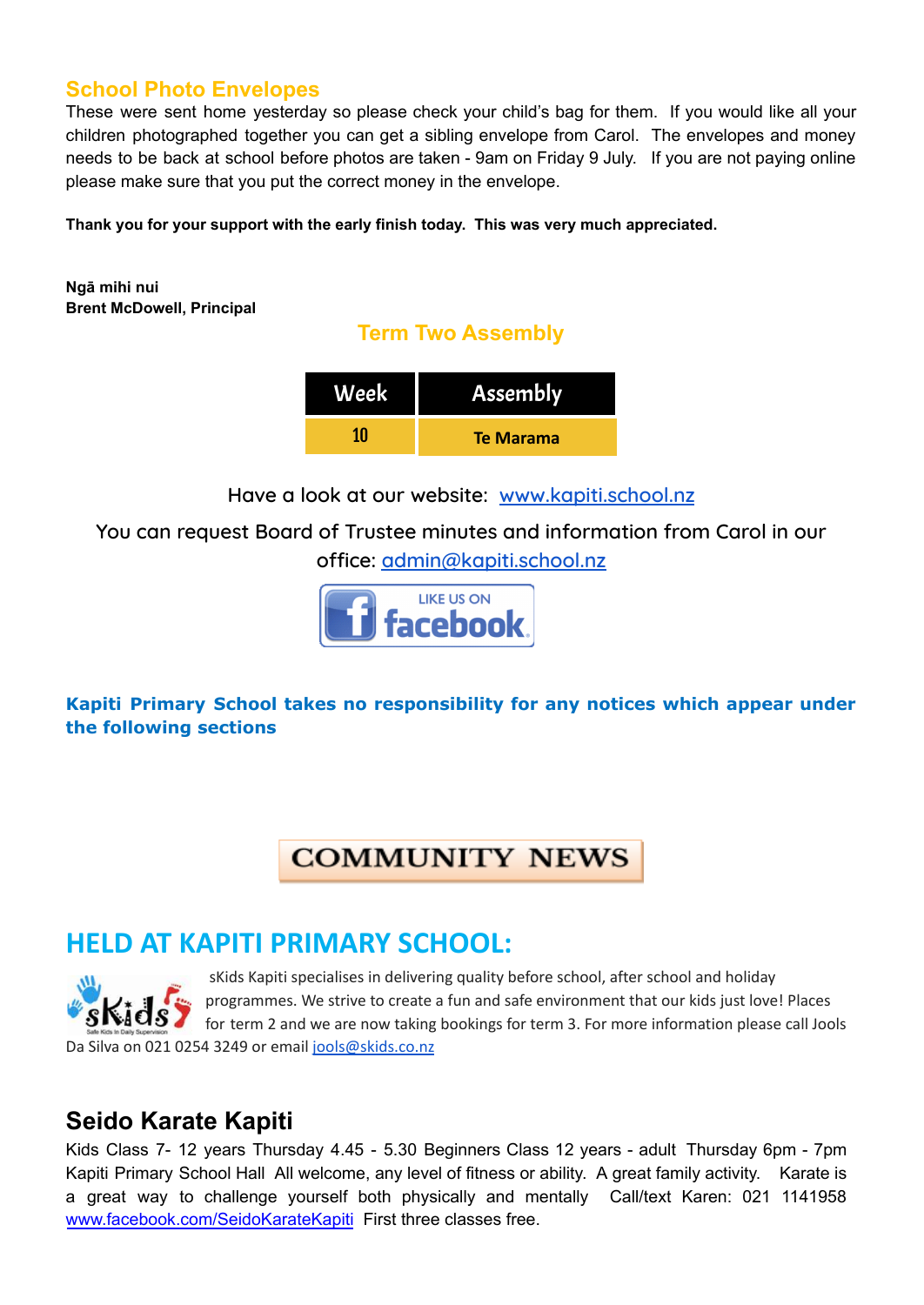## School Photo Envelopes

These were sent home yesterday so please check your child's bag for them. If you would like all your children photographed together you can get a sibling envelope from Carol. The envelopes and money needs to be back at school before photos are taken - 9am on Friday 9 July. If you are not paying online please make sure that you put the correct money in the envelope.

**Thank you for your support with the early finish today. This was very much appreciated.**

**Ngā mihi nui**
**Brent McDowell, Principal**

## Term Two Assembly

| Week | Assembly |
| --- | --- |
| 10 | Te Marama |

Have a look at our website: www.kapiti.school.nz

You can request Board of Trustee minutes and information from Carol in our office: admin@kapiti.school.nz

LIKE US ON facebook

**Kapiti Primary School takes no responsibility for any notices which appear under the following sections**

# COMMUNITY NEWS

## HELD AT KAPITI PRIMARY SCHOOL:

sKids Kapiti specialises in delivering quality before school, after school and holiday programmes. We strive to create a fun and safe environment that our kids just love! Places for term 2 and we are now taking bookings for term 3. For more information please call Jools Da Silva on 021 0254 3249 or email jools@skids.co.nz

## Seido Karate Kapiti

Kids Class 7- 12 years Thursday 4.45 - 5.30 Beginners Class 12 years - adult Thursday 6pm - 7pm Kapiti Primary School Hall All welcome, any level of fitness or ability. A great family activity. Karate is a great way to challenge yourself both physically and mentally Call/text Karen: 021 1141958 www.facebook.com/SeidoKarateKapiti First three classes free.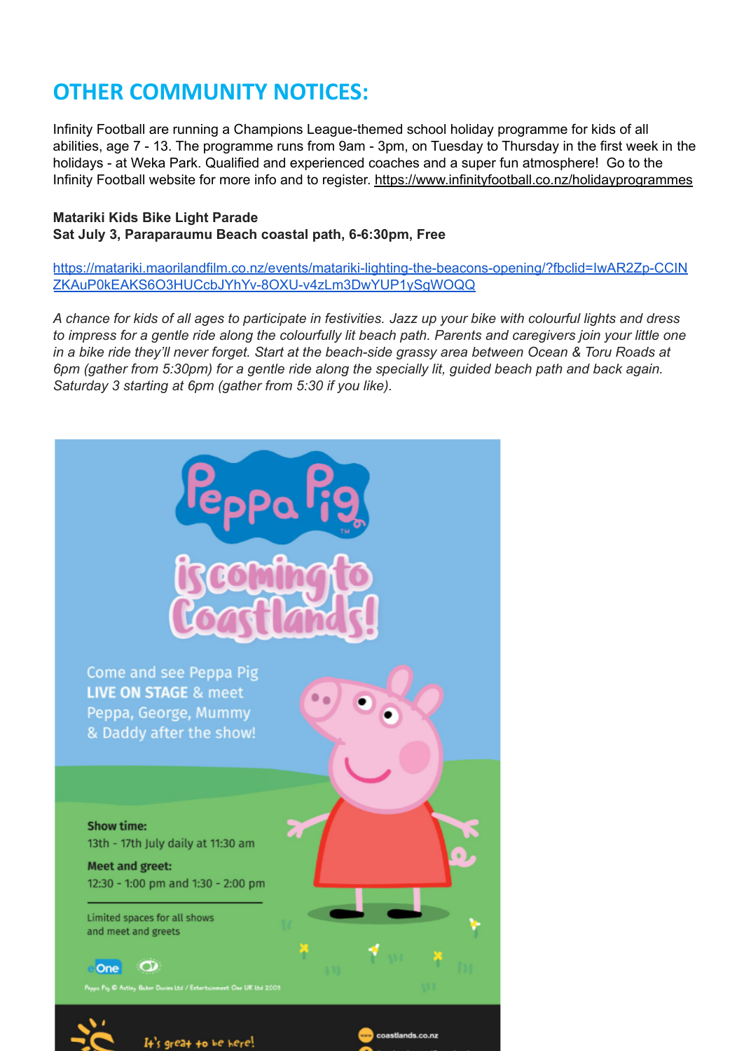# OTHER COMMUNITY NOTICES:

Infinity Football are running a Champions League-themed school holiday programme for kids of all abilities, age 7 - 13. The programme runs from 9am - 3pm, on Tuesday to Thursday in the first week in the holidays - at Weka Park. Qualified and experienced coaches and a super fun atmosphere! Go to the Infinity Football website for more info and to register. https://www.infinityfootball.co.nz/holidayprogrammes

**Matariki Kids Bike Light Parade**
**Sat July 3, Paraparaumu Beach coastal path, 6-6:30pm, Free**

https://matariki.maorilandfilm.co.nz/events/matariki-lighting-the-beacons-opening/?fbclid=IwAR2Zp-CCINZKAuP0kEAKS6O3HUCcbJYhYv-8OXU-v4zLm3DwYUP1ySgWOQQ

*A chance for kids of all ages to participate in festivities. Jazz up your bike with colourful lights and dress to impress for a gentle ride along the colourfully lit beach path. Parents and caregivers join your little one in a bike ride they'll never forget. Start at the beach-side grassy area between Ocean & Toru Roads at 6pm (gather from 5:30pm) for a gentle ride along the specially lit, guided beach path and back again. Saturday 3 starting at 6pm (gather from 5:30 if you like).*

Peppa Pig

is coming to Coastlands!

Come and see Peppa Pig **LIVE ON STAGE** & meet Peppa, George, Mummy & Daddy after the show!

**Show time:**
13th - 17th July daily at 11:30 am

**Meet and greet:**
12:30 - 1:00 pm and 1:30 - 2:00 pm

Limited spaces for all shows and meet and greets

Peppa Pig © Astley Baker Davies Ltd / Entertainment One UK Ltd 2003

It's great to be here!

coastlands.co.nz